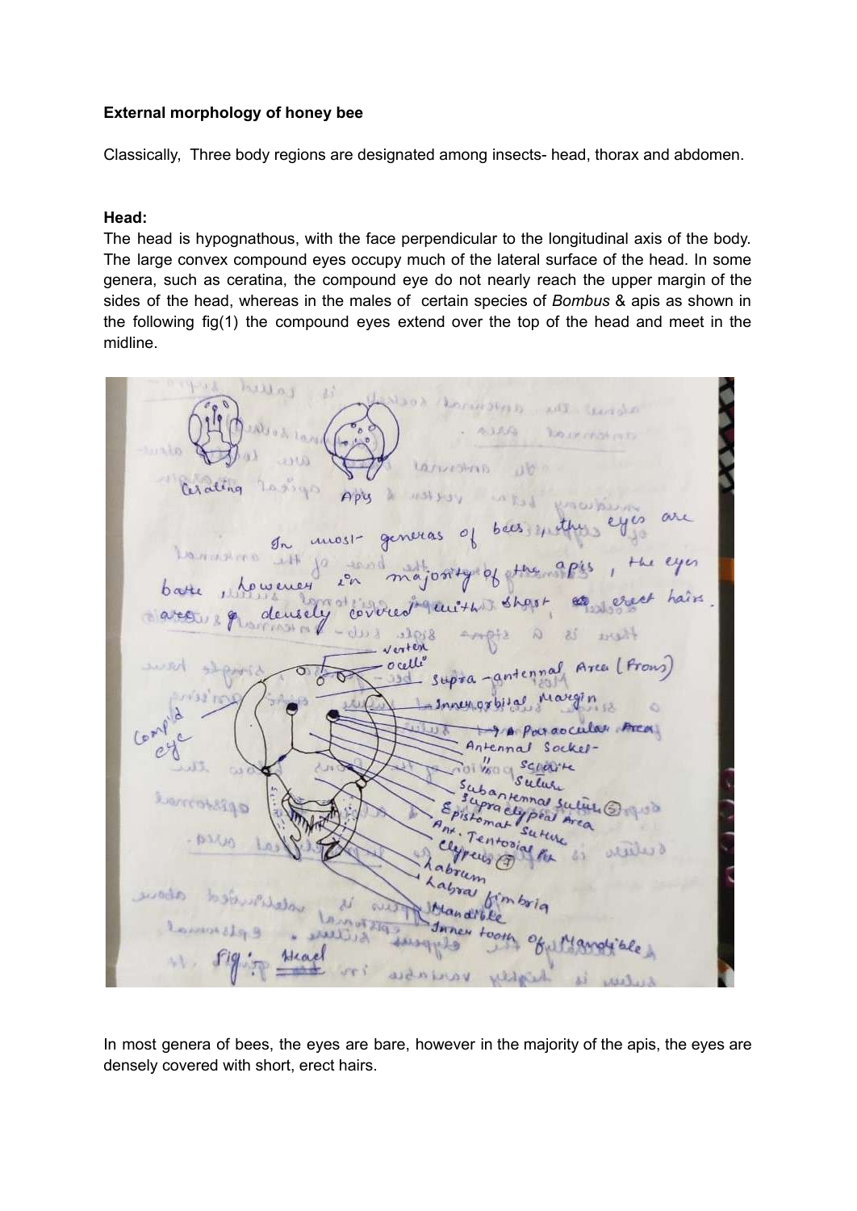**External morphology of honey bee**

Classically, Three body regions are designated among insects- head, thorax and abdomen.

**Head:**

The head is hypognathous, with the face perpendicular to the longitudinal axis of the body. The large convex compound eyes occupy much of the lateral surface of the head. In some genera, such as ceratina, the compound eye do not nearly reach the upper margin of the sides of the head, whereas in the males of certain species of *Bombus* & apis as shown in the following fig(1) the compound eyes extend over the top of the head and meet in the midline.

In most genera of bees, the eyes are bare, however in the majority of the apis, the eyes are densely covered with short, erect hairs.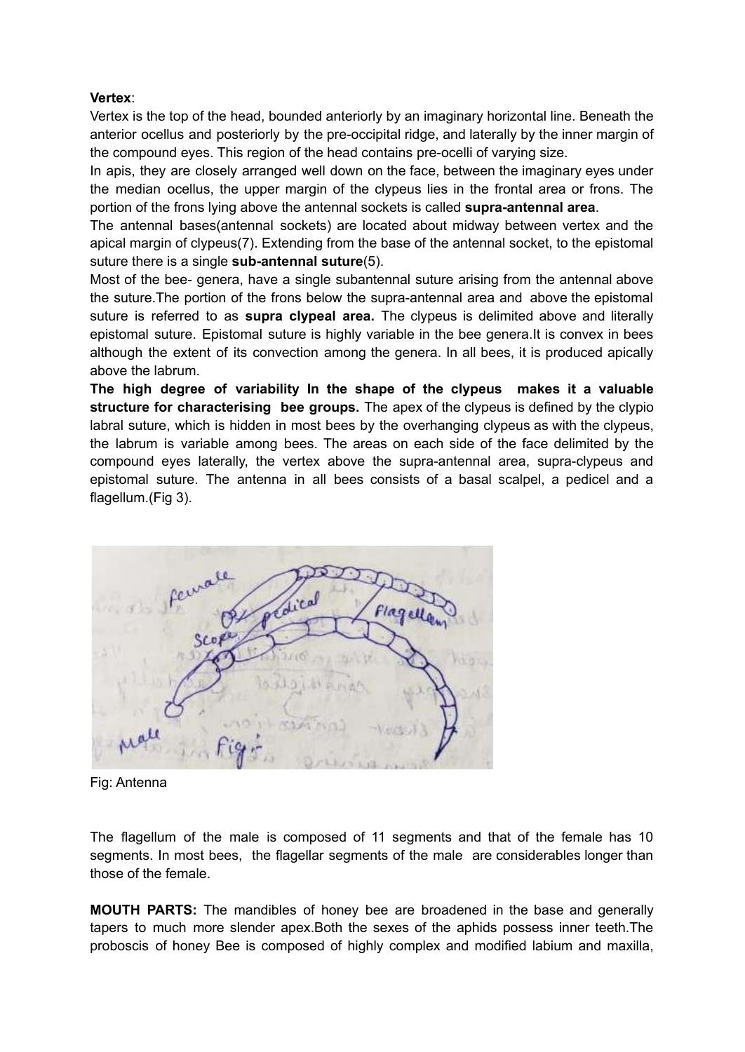**Vertex**:

Vertex is the top of the head, bounded anteriorly by an imaginary horizontal line. Beneath the anterior ocellus and posteriorly by the pre-occipital ridge, and laterally by the inner margin of the compound eyes. This region of the head contains pre-ocelli of varying size.

In apis, they are closely arranged well down on the face, between the imaginary eyes under the median ocellus, the upper margin of the clypeus lies in the frontal area or frons. The portion of the frons lying above the antennal sockets is called **supra-antennal area**.

The antennal bases(antennal sockets) are located about midway between vertex and the apical margin of clypeus(7). Extending from the base of the antennal socket, to the epistomal suture there is a single **sub-antennal suture**(5).

Most of the bee- genera, have a single subantennal suture arising from the antennal above the suture.The portion of the frons below the supra-antennal area and above the epistomal suture is referred to as **supra clypeal area.** The clypeus is delimited above and literally epistomal suture. Epistomal suture is highly variable in the bee genera.It is convex in bees although the extent of its convection among the genera. In all bees, it is produced apically above the labrum.

**The high degree of variability In the shape of the clypeus makes it a valuable structure for characterising bee groups.** The apex of the clypeus is defined by the clypio labral suture, which is hidden in most bees by the overhanging clypeus as with the clypeus, the labrum is variable among bees. The areas on each side of the face delimited by the compound eyes laterally, the vertex above the supra-antennal area, supra-clypeus and epistomal suture. The antenna in all bees consists of a basal scalpel, a pedicel and a flagellum.(Fig 3).

Fig: Antenna

The flagellum of the male is composed of 11 segments and that of the female has 10 segments. In most bees, the flagellar segments of the male are considerables longer than those of the female.

**MOUTH PARTS:** The mandibles of honey bee are broadened in the base and generally tapers to much more slender apex.Both the sexes of the aphids possess inner teeth.The proboscis of honey Bee is composed of highly complex and modified labium and maxilla,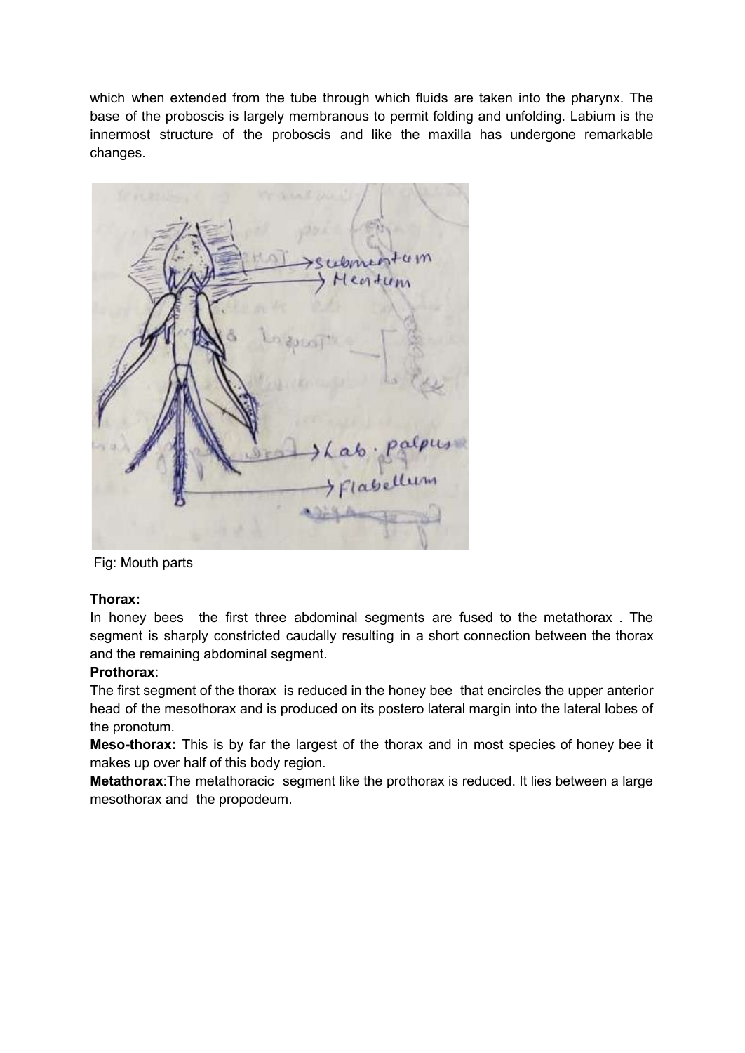which when extended from the tube through which fluids are taken into the pharynx. The base of the proboscis is largely membranous to permit folding and unfolding. Labium is the innermost structure of the proboscis and like the maxilla has undergone remarkable changes.

Fig: Mouth parts

**Thorax:**

In honey bees the first three abdominal segments are fused to the metathorax . The segment is sharply constricted caudally resulting in a short connection between the thorax and the remaining abdominal segment.

**Prothorax**:

The first segment of the thorax is reduced in the honey bee that encircles the upper anterior head of the mesothorax and is produced on its postero lateral margin into the lateral lobes of the pronotum.

**Meso-thorax:** This is by far the largest of the thorax and in most species of honey bee it makes up over half of this body region.

**Metathorax**:The metathoracic segment like the prothorax is reduced. It lies between a large mesothorax and the propodeum.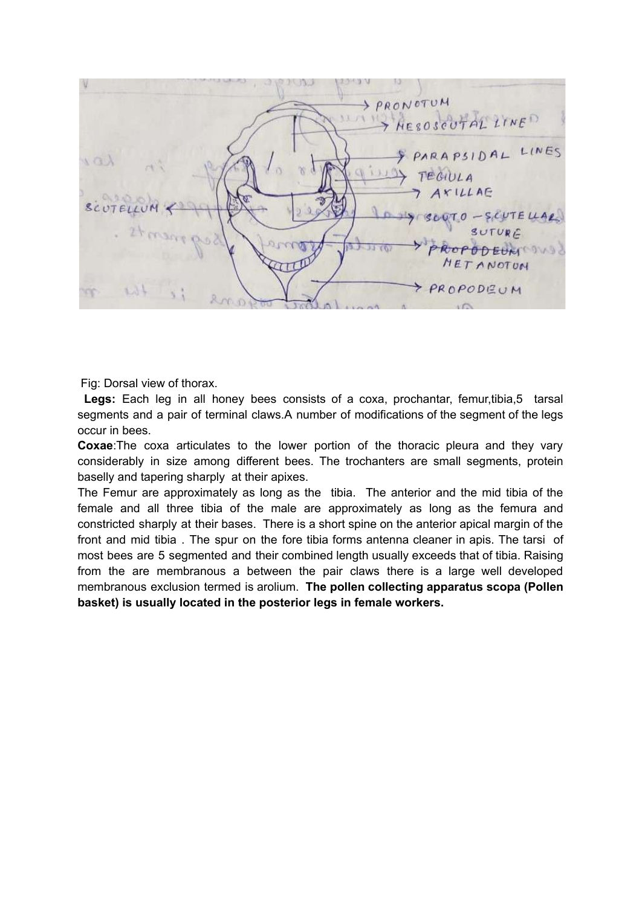Fig: Dorsal view of thorax.

**Legs:** Each leg in all honey bees consists of a coxa, prochantar, femur,tibia,5 tarsal segments and a pair of terminal claws.A number of modifications of the segment of the legs occur in bees.

**Coxae**:The coxa articulates to the lower portion of the thoracic pleura and they vary considerably in size among different bees. The trochanters are small segments, protein baselly and tapering sharply at their apixes.

The Femur are approximately as long as the tibia. The anterior and the mid tibia of the female and all three tibia of the male are approximately as long as the femura and constricted sharply at their bases. There is a short spine on the anterior apical margin of the front and mid tibia . The spur on the fore tibia forms antenna cleaner in apis. The tarsi of most bees are 5 segmented and their combined length usually exceeds that of tibia. Raising from the are membranous a between the pair claws there is a large well developed membranous exclusion termed is arolium. **The pollen collecting apparatus scopa (Pollen basket) is usually located in the posterior legs in female workers.**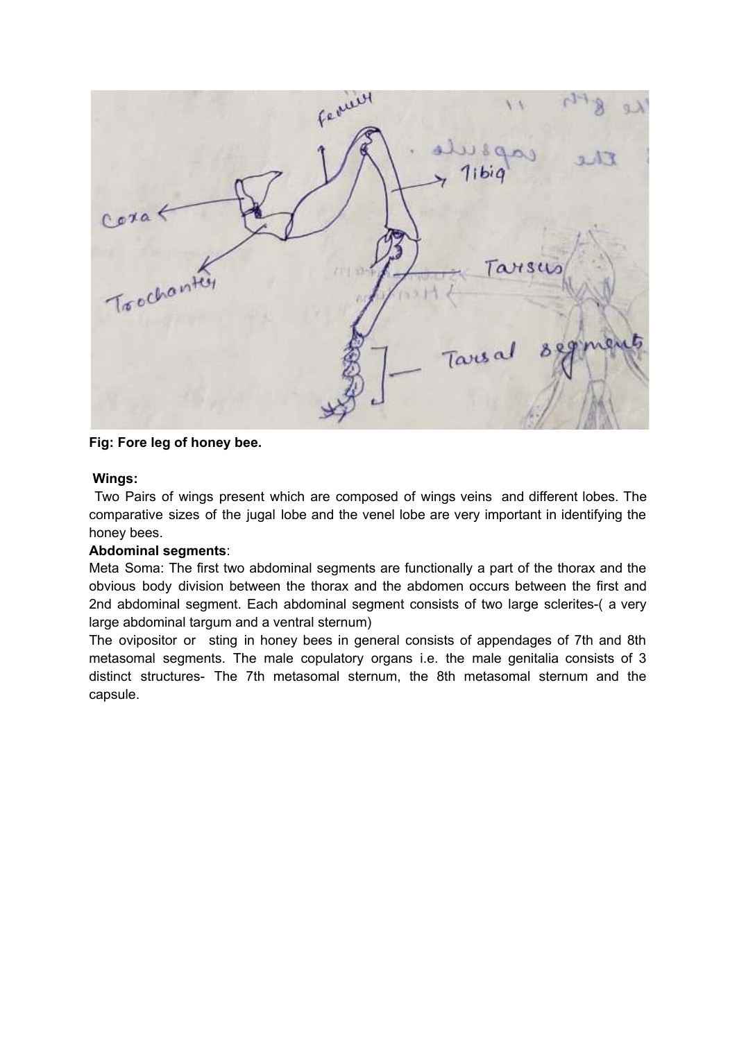Fig: Fore leg of honey bee.

**Wings:**

Two Pairs of wings present which are composed of wings veins and different lobes. The comparative sizes of the jugal lobe and the venel lobe are very important in identifying the honey bees.

**Abdominal segments**:

Meta Soma: The first two abdominal segments are functionally a part of the thorax and the obvious body division between the thorax and the abdomen occurs between the first and 2nd abdominal segment. Each abdominal segment consists of two large sclerites-( a very large abdominal targum and a ventral sternum)

The ovipositor or sting in honey bees in general consists of appendages of 7th and 8th metasomal segments. The male copulatory organs i.e. the male genitalia consists of 3 distinct structures- The 7th metasomal sternum, the 8th metasomal sternum and the capsule.